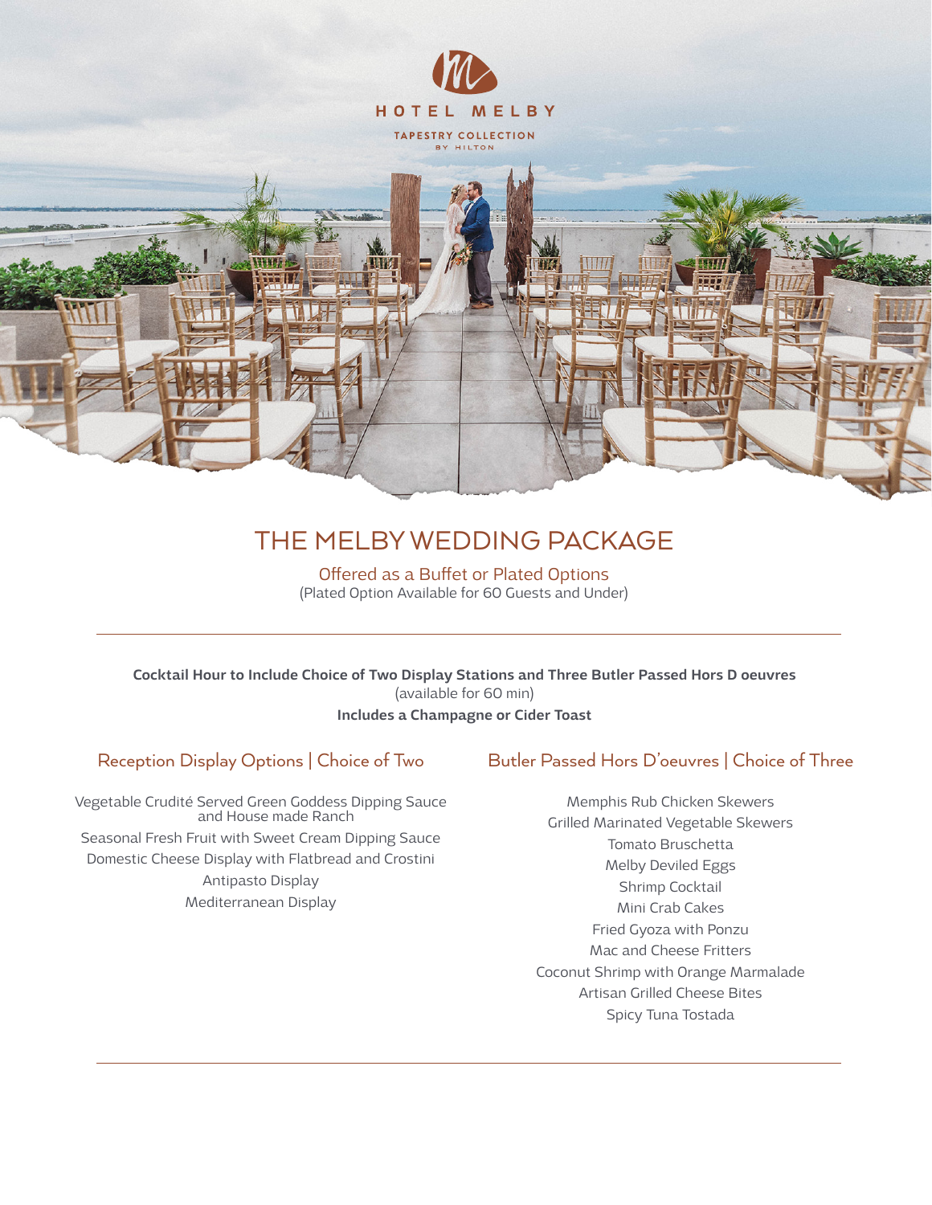HOTEL MELBY

TAPESTRY COLLECTION BY HILTON

# THE MELBY WEDDING PACKAGE

Offered as a Buffet or Plated Options
(Plated Option Available for 60 Guests and Under)

---

**Cocktail Hour to Include Choice of Two Display Stations and Three Butler Passed Hors D oeuvres**
(available for 60 min)
**Includes a Champagne or Cider Toast**

## Reception Display Options | Choice of Two

Vegetable Crudité Served Green Goddess Dipping Sauce and House made Ranch
Seasonal Fresh Fruit with Sweet Cream Dipping Sauce
Domestic Cheese Display with Flatbread and Crostini
Antipasto Display
Mediterranean Display

## Butler Passed Hors D'oeuvres | Choice of Three

Memphis Rub Chicken Skewers
Grilled Marinated Vegetable Skewers
Tomato Bruschetta
Melby Deviled Eggs
Shrimp Cocktail
Mini Crab Cakes
Fried Gyoza with Ponzu
Mac and Cheese Fritters
Coconut Shrimp with Orange Marmalade
Artisan Grilled Cheese Bites
Spicy Tuna Tostada

---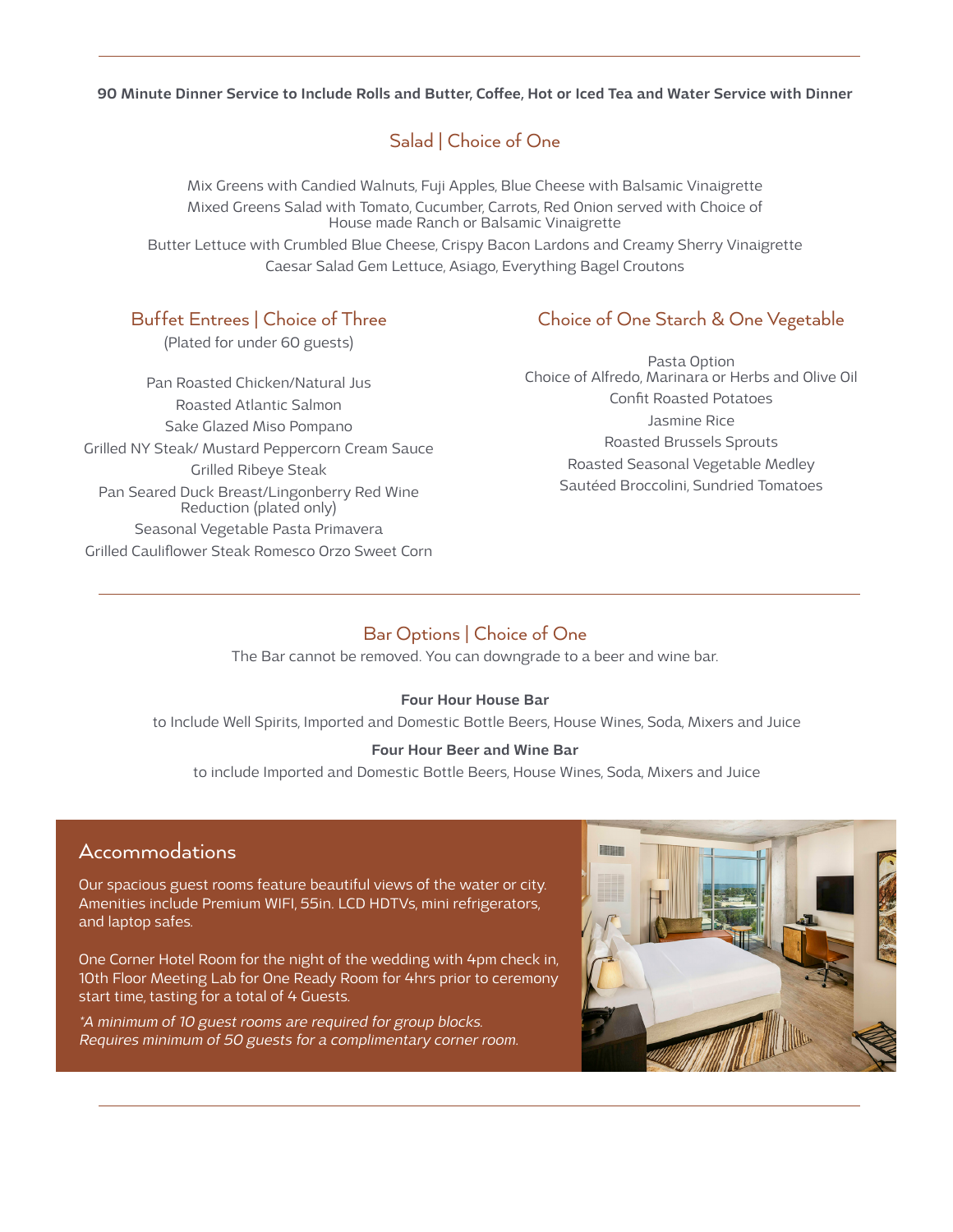**90 Minute Dinner Service to Include Rolls and Butter, Coffee, Hot or Iced Tea and Water Service with Dinner**

## Salad | Choice of One

Mix Greens with Candied Walnuts, Fuji Apples, Blue Cheese with Balsamic Vinaigrette

Mixed Greens Salad with Tomato, Cucumber, Carrots, Red Onion served with Choice of House made Ranch or Balsamic Vinaigrette

Butter Lettuce with Crumbled Blue Cheese, Crispy Bacon Lardons and Creamy Sherry Vinaigrette

Caesar Salad Gem Lettuce, Asiago, Everything Bagel Croutons

## Buffet Entrees | Choice of Three

(Plated for under 60 guests)

Pan Roasted Chicken/Natural Jus

Roasted Atlantic Salmon

Sake Glazed Miso Pompano

Grilled NY Steak/ Mustard Peppercorn Cream Sauce

Grilled Ribeye Steak

Pan Seared Duck Breast/Lingonberry Red Wine Reduction (plated only)

Seasonal Vegetable Pasta Primavera

Grilled Cauliflower Steak Romesco Orzo Sweet Corn

## Choice of One Starch & One Vegetable

Pasta Option
Choice of Alfredo, Marinara or Herbs and Olive Oil

Confit Roasted Potatoes

Jasmine Rice

Roasted Brussels Sprouts

Roasted Seasonal Vegetable Medley

Sautéed Broccolini, Sundried Tomatoes

## Bar Options | Choice of One

The Bar cannot be removed. You can downgrade to a beer and wine bar.

**Four Hour House Bar**

to Include Well Spirits, Imported and Domestic Bottle Beers, House Wines, Soda, Mixers and Juice

**Four Hour Beer and Wine Bar**

to include Imported and Domestic Bottle Beers, House Wines, Soda, Mixers and Juice

## Accommodations

Our spacious guest rooms feature beautiful views of the water or city. Amenities include Premium WIFI, 55in. LCD HDTVs, mini refrigerators, and laptop safes.

One Corner Hotel Room for the night of the wedding with 4pm check in, 10th Floor Meeting Lab for One Ready Room for 4hrs prior to ceremony start time, tasting for a total of 4 Guests.

*\*A minimum of 10 guest rooms are required for group blocks. Requires minimum of 50 guests for a complimentary corner room.*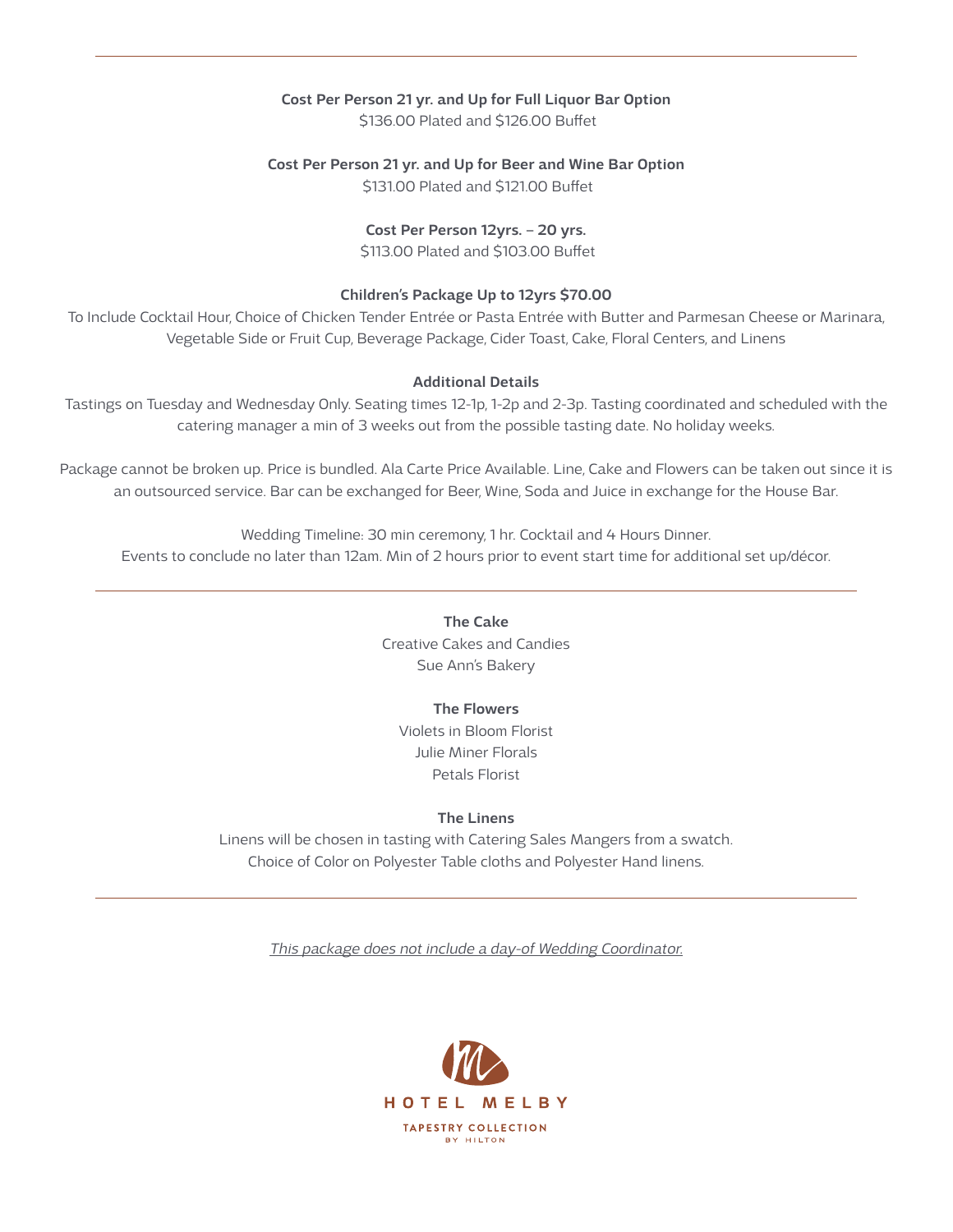**Cost Per Person 21 yr. and Up for Full Liquor Bar Option**
$136.00 Plated and $126.00 Buffet

**Cost Per Person 21 yr. and Up for Beer and Wine Bar Option**
$131.00 Plated and $121.00 Buffet

**Cost Per Person 12yrs. – 20 yrs.**
$113.00 Plated and $103.00 Buffet

**Children's Package Up to 12yrs $70.00**
To Include Cocktail Hour, Choice of Chicken Tender Entrée or Pasta Entrée with Butter and Parmesan Cheese or Marinara, Vegetable Side or Fruit Cup, Beverage Package, Cider Toast, Cake, Floral Centers, and Linens

**Additional Details**
Tastings on Tuesday and Wednesday Only. Seating times 12-1p, 1-2p and 2-3p. Tasting coordinated and scheduled with the catering manager a min of 3 weeks out from the possible tasting date. No holiday weeks.

Package cannot be broken up. Price is bundled. Ala Carte Price Available. Line, Cake and Flowers can be taken out since it is an outsourced service. Bar can be exchanged for Beer, Wine, Soda and Juice in exchange for the House Bar.

Wedding Timeline: 30 min ceremony, 1 hr. Cocktail and 4 Hours Dinner.
Events to conclude no later than 12am. Min of 2 hours prior to event start time for additional set up/décor.

---

**The Cake**
Creative Cakes and Candies
Sue Ann's Bakery

**The Flowers**
Violets in Bloom Florist
Julie Miner Florals
Petals Florist

**The Linens**
Linens will be chosen in tasting with Catering Sales Mangers from a swatch.
Choice of Color on Polyester Table cloths and Polyester Hand linens.

---

*This package does not include a day-of Wedding Coordinator.*

HOTEL MELBY
TAPESTRY COLLECTION
BY HILTON